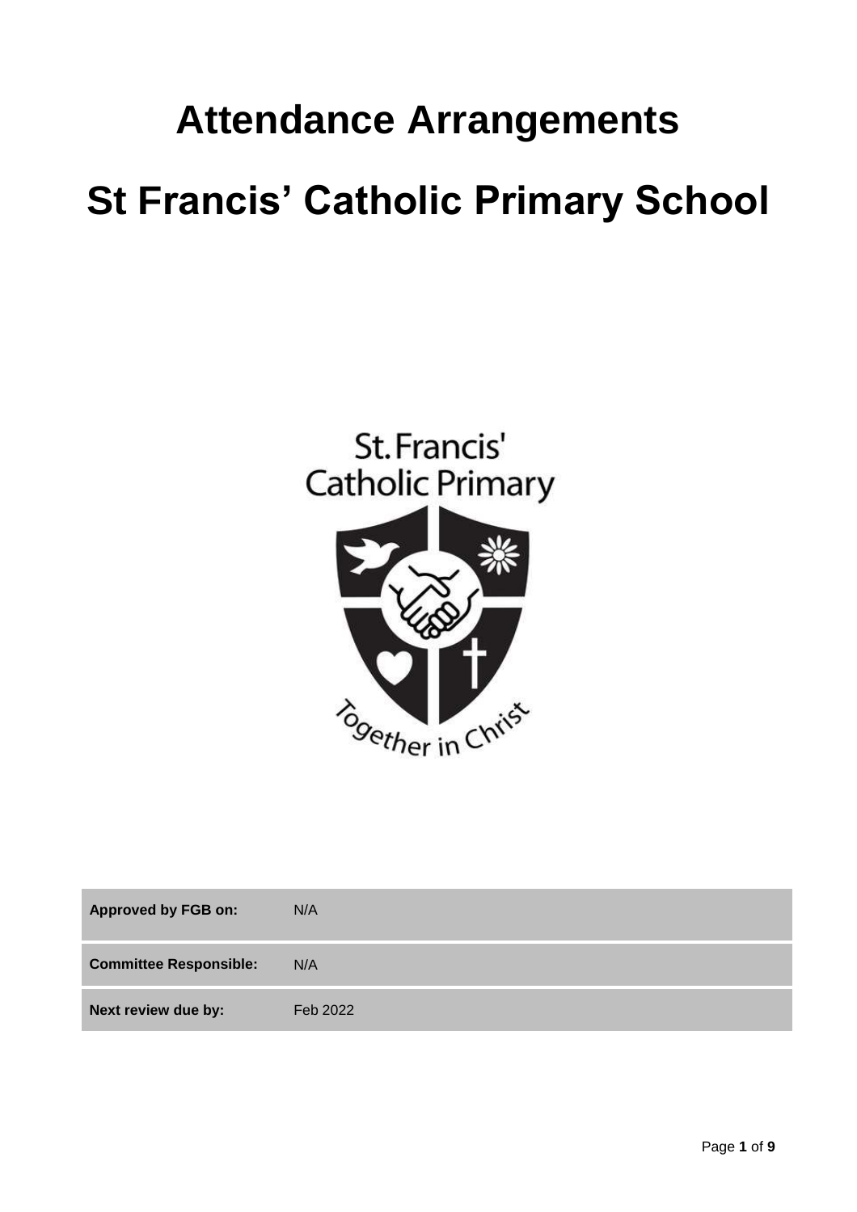# Attendance Arrangements

# St Francis' Catholic Primary School

| Approved by FGB on: | N/A |
| --- | --- |
| Committee Responsible: | N/A |
| Next review due by: | Feb 2022 |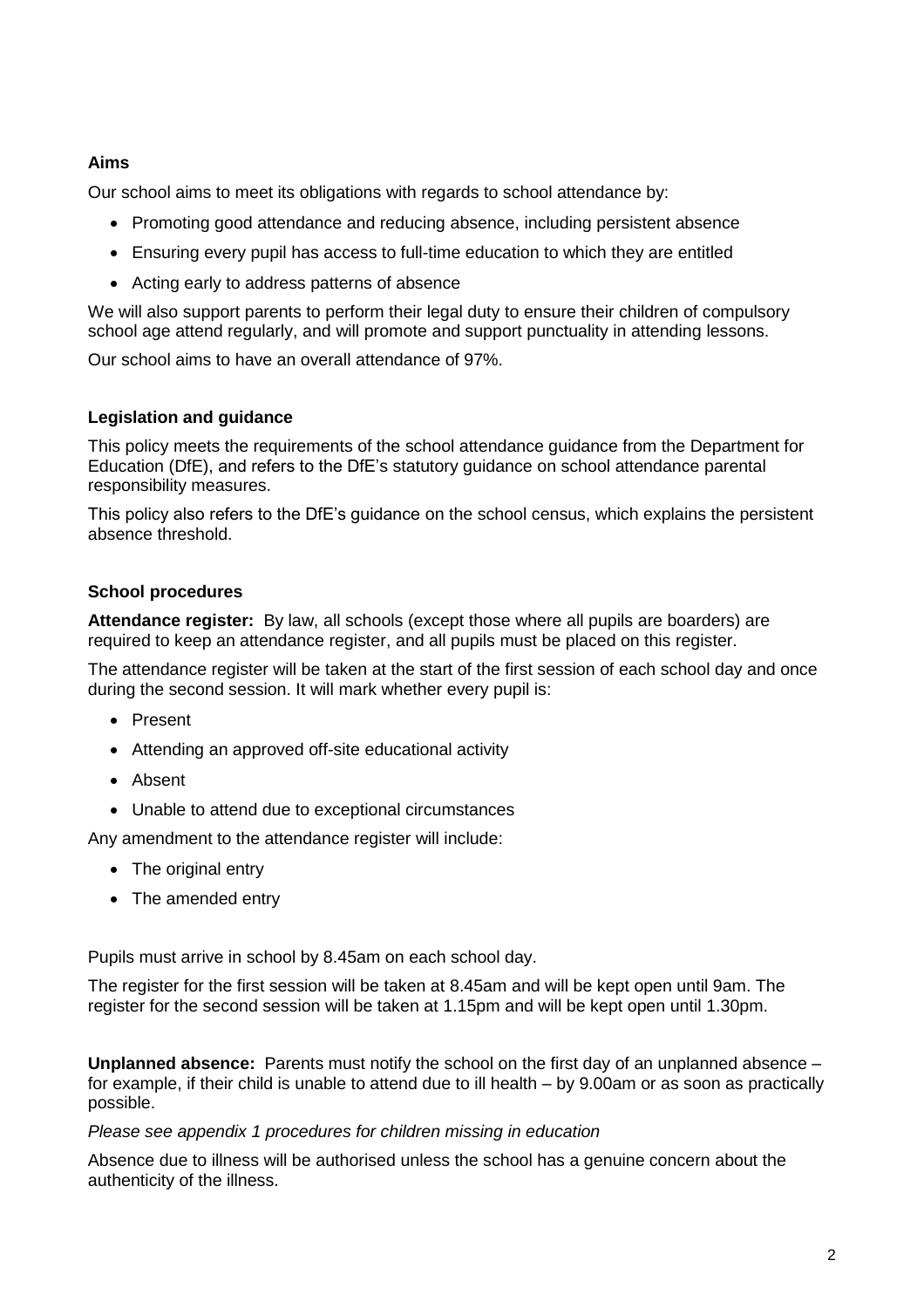## Aims

Our school aims to meet its obligations with regards to school attendance by:

- Promoting good attendance and reducing absence, including persistent absence
- Ensuring every pupil has access to full-time education to which they are entitled
- Acting early to address patterns of absence

We will also support parents to perform their legal duty to ensure their children of compulsory school age attend regularly, and will promote and support punctuality in attending lessons.

Our school aims to have an overall attendance of 97%.

## Legislation and guidance

This policy meets the requirements of the school attendance guidance from the Department for Education (DfE), and refers to the DfE's statutory guidance on school attendance parental responsibility measures.

This policy also refers to the DfE's guidance on the school census, which explains the persistent absence threshold.

## School procedures

**Attendance register:** By law, all schools (except those where all pupils are boarders) are required to keep an attendance register, and all pupils must be placed on this register.

The attendance register will be taken at the start of the first session of each school day and once during the second session. It will mark whether every pupil is:

- Present
- Attending an approved off-site educational activity
- Absent
- Unable to attend due to exceptional circumstances

Any amendment to the attendance register will include:

- The original entry
- The amended entry

Pupils must arrive in school by 8.45am on each school day.

The register for the first session will be taken at 8.45am and will be kept open until 9am. The register for the second session will be taken at 1.15pm and will be kept open until 1.30pm.

**Unplanned absence:** Parents must notify the school on the first day of an unplanned absence – for example, if their child is unable to attend due to ill health – by 9.00am or as soon as practically possible.

*Please see appendix 1 procedures for children missing in education*

Absence due to illness will be authorised unless the school has a genuine concern about the authenticity of the illness.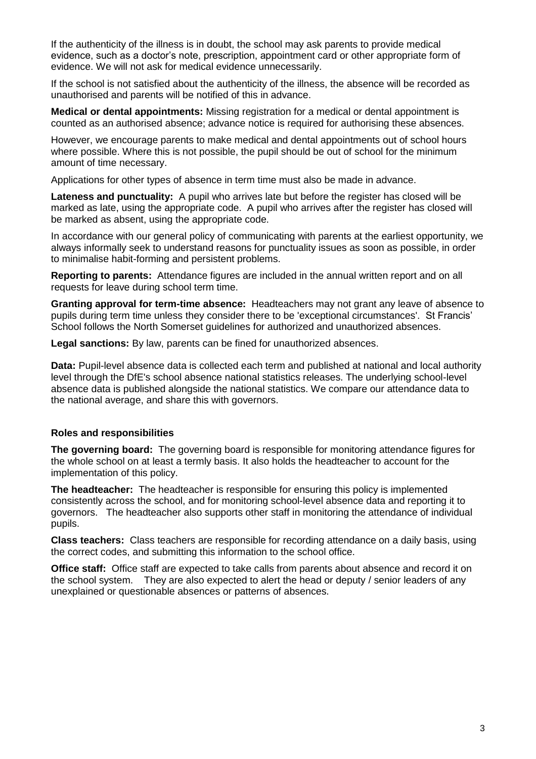If the authenticity of the illness is in doubt, the school may ask parents to provide medical evidence, such as a doctor's note, prescription, appointment card or other appropriate form of evidence. We will not ask for medical evidence unnecessarily.

If the school is not satisfied about the authenticity of the illness, the absence will be recorded as unauthorised and parents will be notified of this in advance.

**Medical or dental appointments:** Missing registration for a medical or dental appointment is counted as an authorised absence; advance notice is required for authorising these absences.

However, we encourage parents to make medical and dental appointments out of school hours where possible. Where this is not possible, the pupil should be out of school for the minimum amount of time necessary.

Applications for other types of absence in term time must also be made in advance.

**Lateness and punctuality:** A pupil who arrives late but before the register has closed will be marked as late, using the appropriate code. A pupil who arrives after the register has closed will be marked as absent, using the appropriate code.

In accordance with our general policy of communicating with parents at the earliest opportunity, we always informally seek to understand reasons for punctuality issues as soon as possible, in order to minimalise habit-forming and persistent problems.

**Reporting to parents:** Attendance figures are included in the annual written report and on all requests for leave during school term time.

**Granting approval for term-time absence:** Headteachers may not grant any leave of absence to pupils during term time unless they consider there to be 'exceptional circumstances'. St Francis' School follows the North Somerset guidelines for authorized and unauthorized absences.

**Legal sanctions:** By law, parents can be fined for unauthorized absences.

**Data:** Pupil-level absence data is collected each term and published at national and local authority level through the DfE's school absence national statistics releases. The underlying school-level absence data is published alongside the national statistics. We compare our attendance data to the national average, and share this with governors.

**Roles and responsibilities**

**The governing board:** The governing board is responsible for monitoring attendance figures for the whole school on at least a termly basis. It also holds the headteacher to account for the implementation of this policy.

**The headteacher:** The headteacher is responsible for ensuring this policy is implemented consistently across the school, and for monitoring school-level absence data and reporting it to governors. The headteacher also supports other staff in monitoring the attendance of individual pupils.

**Class teachers:** Class teachers are responsible for recording attendance on a daily basis, using the correct codes, and submitting this information to the school office.

**Office staff:** Office staff are expected to take calls from parents about absence and record it on the school system. They are also expected to alert the head or deputy / senior leaders of any unexplained or questionable absences or patterns of absences.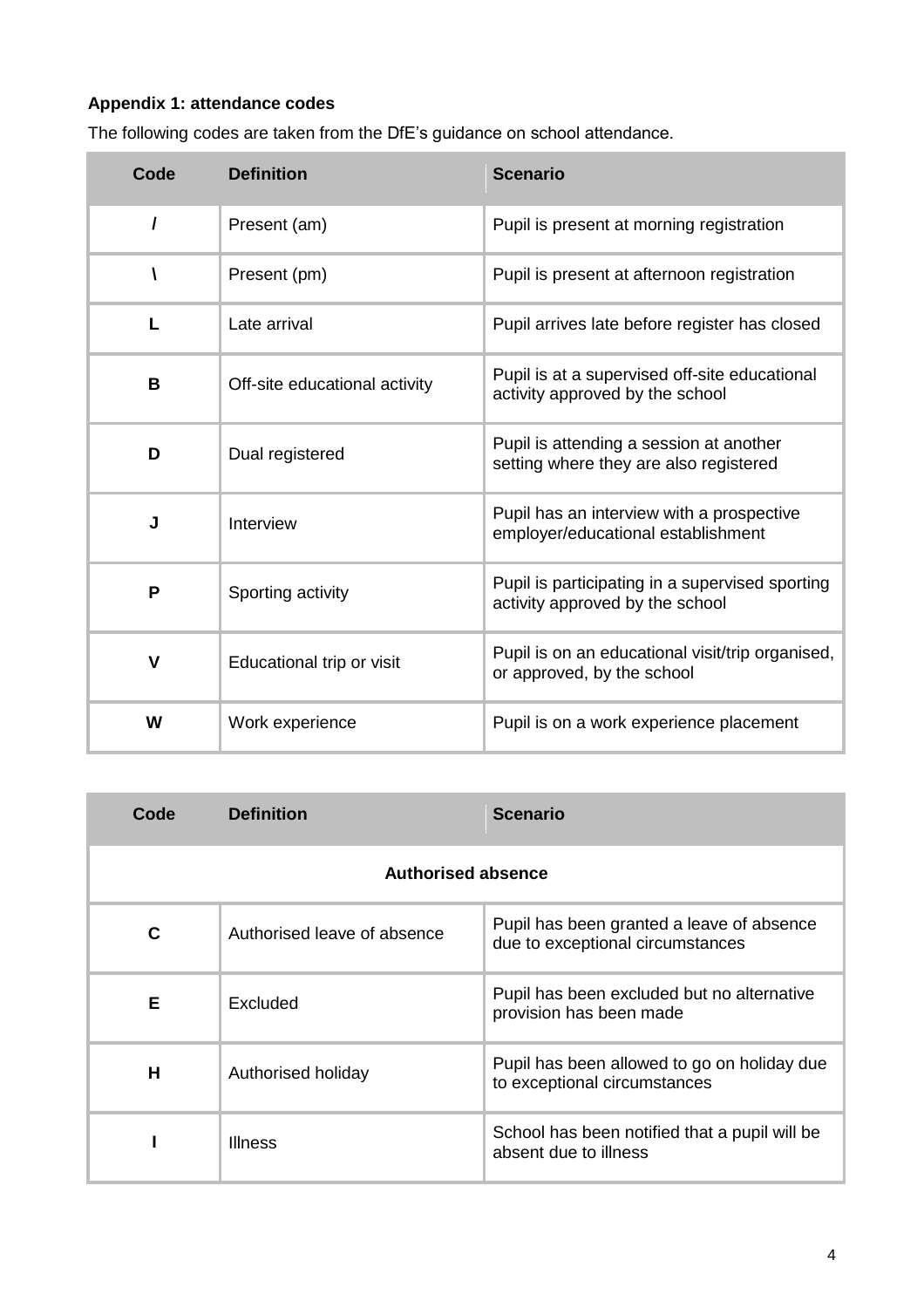**Appendix 1: attendance codes**

The following codes are taken from the DfE's guidance on school attendance.

| Code | Definition | Scenario |
|---|---|---|
| / | Present (am) | Pupil is present at morning registration |
| \ | Present (pm) | Pupil is present at afternoon registration |
| L | Late arrival | Pupil arrives late before register has closed |
| B | Off-site educational activity | Pupil is at a supervised off-site educational activity approved by the school |
| D | Dual registered | Pupil is attending a session at another setting where they are also registered |
| J | Interview | Pupil has an interview with a prospective employer/educational establishment |
| P | Sporting activity | Pupil is participating in a supervised sporting activity approved by the school |
| V | Educational trip or visit | Pupil is on an educational visit/trip organised, or approved, by the school |
| W | Work experience | Pupil is on a work experience placement |

| Code | Definition | Scenario |
|---|---|---|
| **Authorised absence** | | |
| C | Authorised leave of absence | Pupil has been granted a leave of absence due to exceptional circumstances |
| E | Excluded | Pupil has been excluded but no alternative provision has been made |
| H | Authorised holiday | Pupil has been allowed to go on holiday due to exceptional circumstances |
| I | Illness | School has been notified that a pupil will be absent due to illness |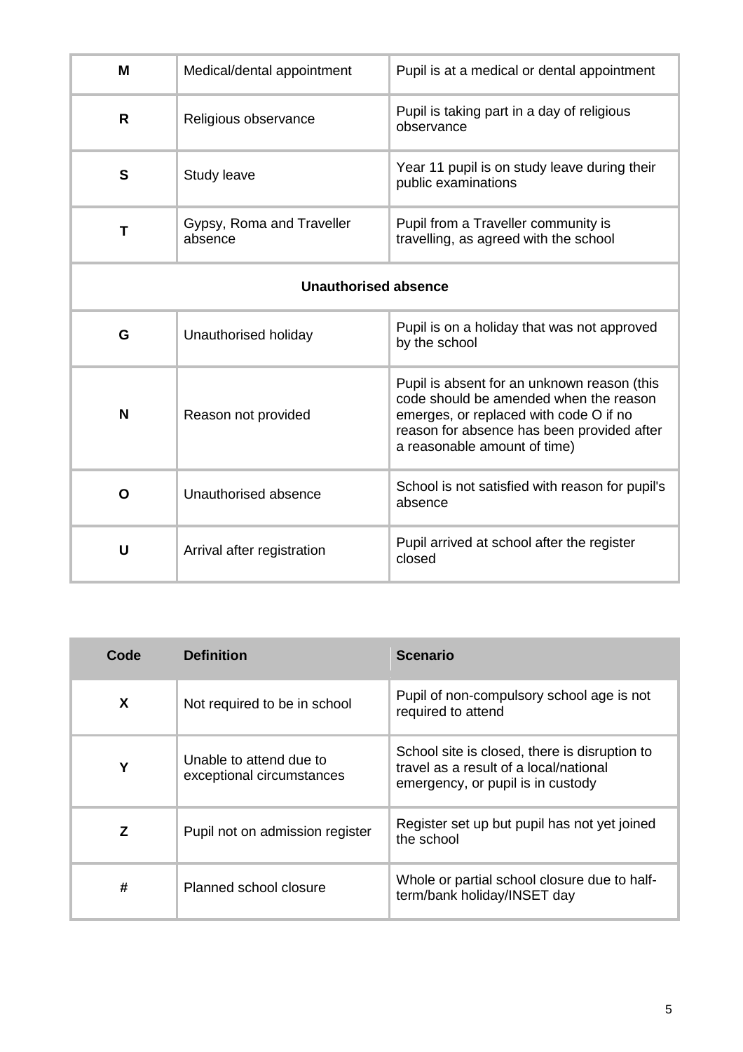| | | |
|---|---|---|
| **M** | Medical/dental appointment | Pupil is at a medical or dental appointment |
| **R** | Religious observance | Pupil is taking part in a day of religious observance |
| **S** | Study leave | Year 11 pupil is on study leave during their public examinations |
| **T** | Gypsy, Roma and Traveller absence | Pupil from a Traveller community is travelling, as agreed with the school |
| **Unauthorised absence** | | |
| **G** | Unauthorised holiday | Pupil is on a holiday that was not approved by the school |
| **N** | Reason not provided | Pupil is absent for an unknown reason (this code should be amended when the reason emerges, or replaced with code O if no reason for absence has been provided after a reasonable amount of time) |
| **O** | Unauthorised absence | School is not satisfied with reason for pupil's absence |
| **U** | Arrival after registration | Pupil arrived at school after the register closed |

| Code | Definition | Scenario |
|---|---|---|
| **X** | Not required to be in school | Pupil of non-compulsory school age is not required to attend |
| **Y** | Unable to attend due to exceptional circumstances | School site is closed, there is disruption to travel as a result of a local/national emergency, or pupil is in custody |
| **Z** | Pupil not on admission register | Register set up but pupil has not yet joined the school |
| **#** | Planned school closure | Whole or partial school closure due to half-term/bank holiday/INSET day |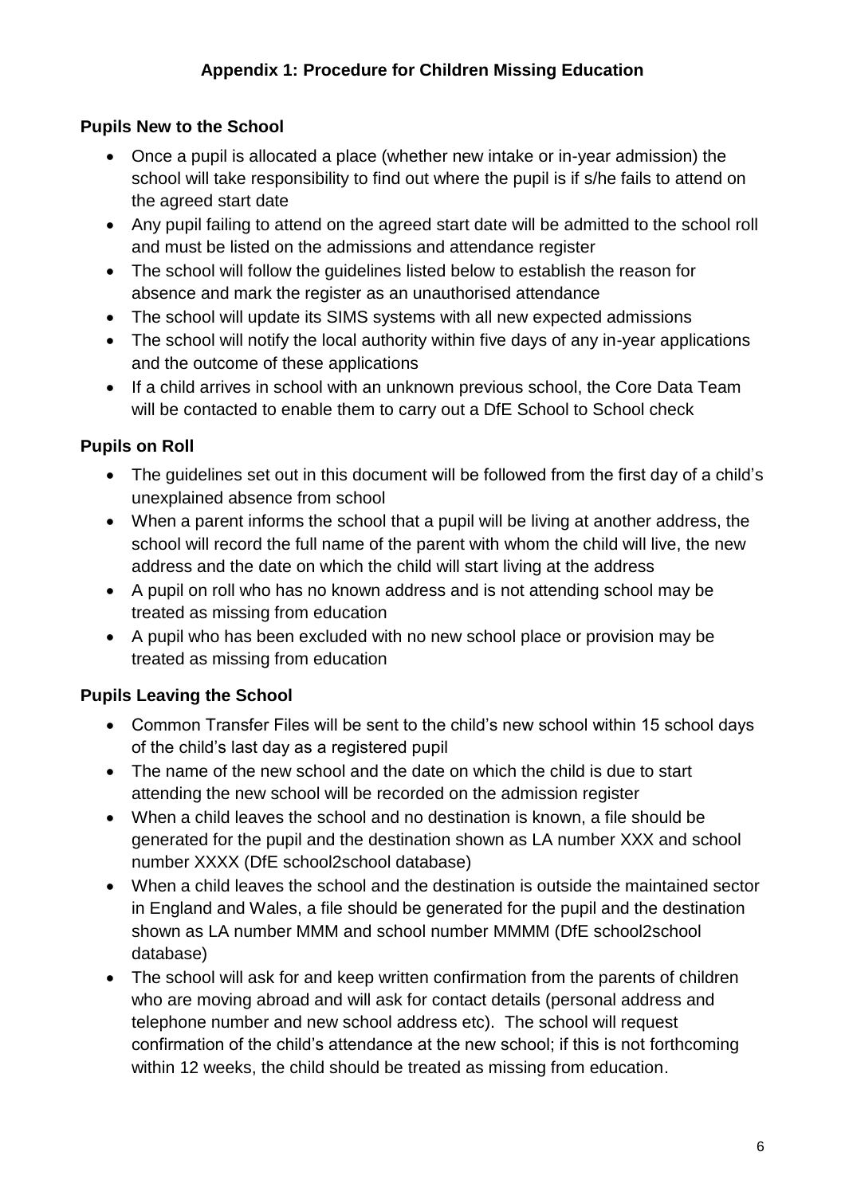## Appendix 1: Procedure for Children Missing Education

### Pupils New to the School

- Once a pupil is allocated a place (whether new intake or in-year admission) the school will take responsibility to find out where the pupil is if s/he fails to attend on the agreed start date
- Any pupil failing to attend on the agreed start date will be admitted to the school roll and must be listed on the admissions and attendance register
- The school will follow the guidelines listed below to establish the reason for absence and mark the register as an unauthorised attendance
- The school will update its SIMS systems with all new expected admissions
- The school will notify the local authority within five days of any in-year applications and the outcome of these applications
- If a child arrives in school with an unknown previous school, the Core Data Team will be contacted to enable them to carry out a DfE School to School check

### Pupils on Roll

- The guidelines set out in this document will be followed from the first day of a child's unexplained absence from school
- When a parent informs the school that a pupil will be living at another address, the school will record the full name of the parent with whom the child will live, the new address and the date on which the child will start living at the address
- A pupil on roll who has no known address and is not attending school may be treated as missing from education
- A pupil who has been excluded with no new school place or provision may be treated as missing from education

### Pupils Leaving the School

- Common Transfer Files will be sent to the child's new school within 15 school days of the child's last day as a registered pupil
- The name of the new school and the date on which the child is due to start attending the new school will be recorded on the admission register
- When a child leaves the school and no destination is known, a file should be generated for the pupil and the destination shown as LA number XXX and school number XXXX (DfE school2school database)
- When a child leaves the school and the destination is outside the maintained sector in England and Wales, a file should be generated for the pupil and the destination shown as LA number MMM and school number MMMM (DfE school2school database)
- The school will ask for and keep written confirmation from the parents of children who are moving abroad and will ask for contact details (personal address and telephone number and new school address etc). The school will request confirmation of the child's attendance at the new school; if this is not forthcoming within 12 weeks, the child should be treated as missing from education.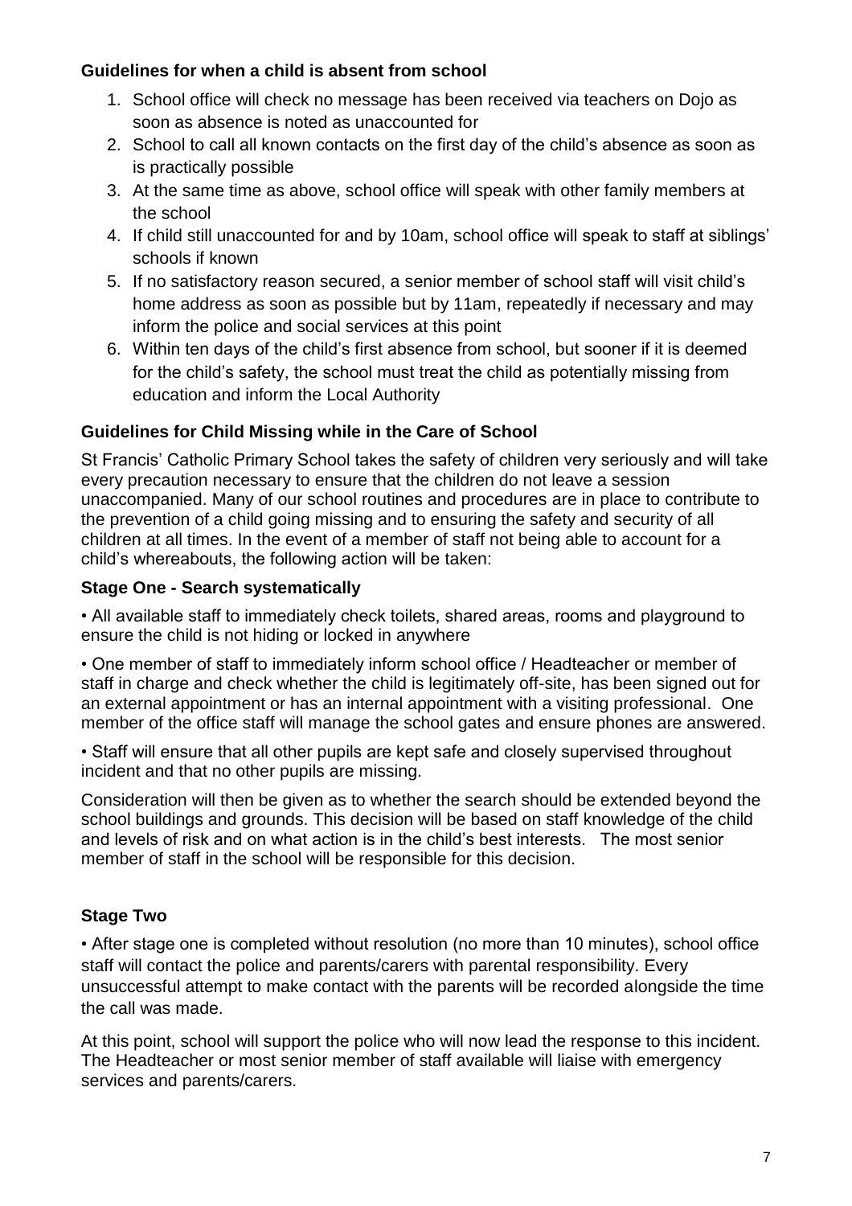### Guidelines for when a child is absent from school

1. School office will check no message has been received via teachers on Dojo as soon as absence is noted as unaccounted for
2. School to call all known contacts on the first day of the child's absence as soon as is practically possible
3. At the same time as above, school office will speak with other family members at the school
4. If child still unaccounted for and by 10am, school office will speak to staff at siblings' schools if known
5. If no satisfactory reason secured, a senior member of school staff will visit child's home address as soon as possible but by 11am, repeatedly if necessary and may inform the police and social services at this point
6. Within ten days of the child's first absence from school, but sooner if it is deemed for the child's safety, the school must treat the child as potentially missing from education and inform the Local Authority

### Guidelines for Child Missing while in the Care of School

St Francis' Catholic Primary School takes the safety of children very seriously and will take every precaution necessary to ensure that the children do not leave a session unaccompanied. Many of our school routines and procedures are in place to contribute to the prevention of a child going missing and to ensuring the safety and security of all children at all times. In the event of a member of staff not being able to account for a child's whereabouts, the following action will be taken:

### Stage One - Search systematically

• All available staff to immediately check toilets, shared areas, rooms and playground to ensure the child is not hiding or locked in anywhere

• One member of staff to immediately inform school office / Headteacher or member of staff in charge and check whether the child is legitimately off-site, has been signed out for an external appointment or has an internal appointment with a visiting professional. One member of the office staff will manage the school gates and ensure phones are answered.

• Staff will ensure that all other pupils are kept safe and closely supervised throughout incident and that no other pupils are missing.

Consideration will then be given as to whether the search should be extended beyond the school buildings and grounds. This decision will be based on staff knowledge of the child and levels of risk and on what action is in the child's best interests. The most senior member of staff in the school will be responsible for this decision.

### Stage Two

• After stage one is completed without resolution (no more than 10 minutes), school office staff will contact the police and parents/carers with parental responsibility. Every unsuccessful attempt to make contact with the parents will be recorded alongside the time the call was made.

At this point, school will support the police who will now lead the response to this incident. The Headteacher or most senior member of staff available will liaise with emergency services and parents/carers.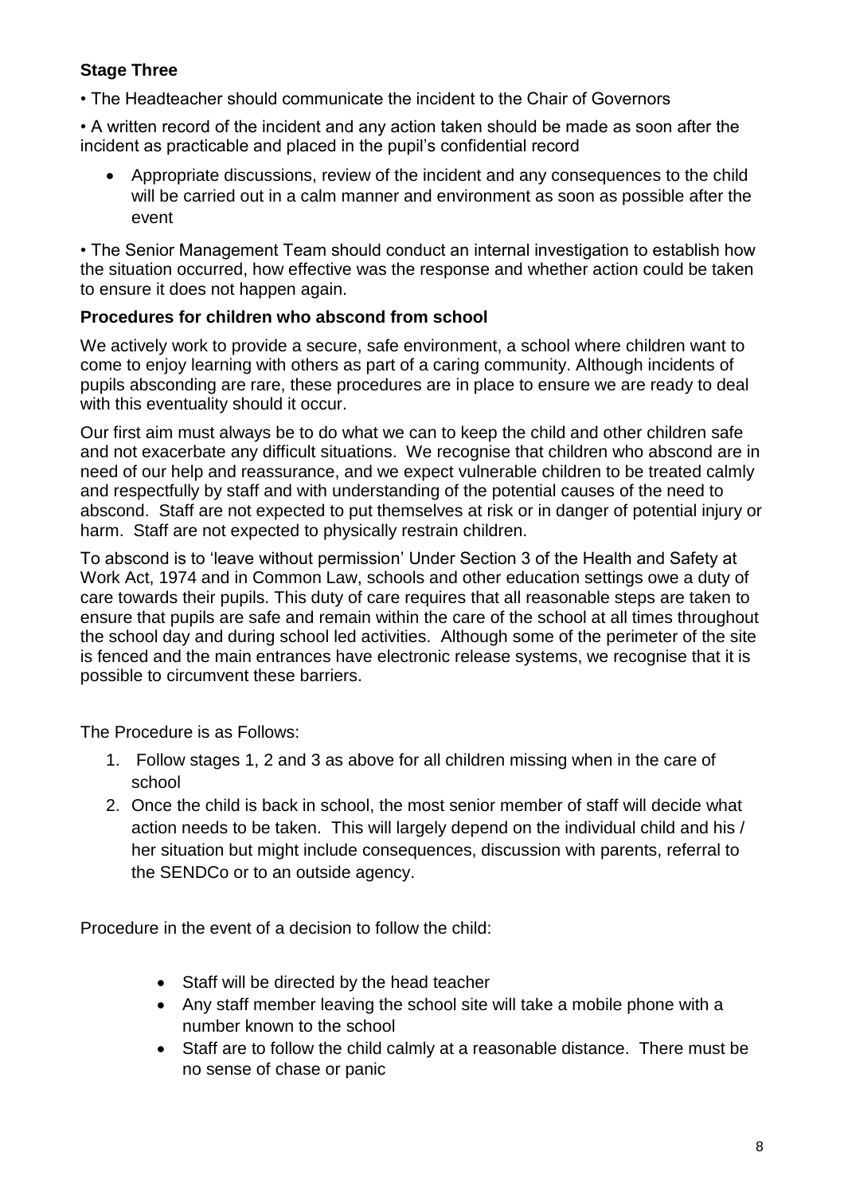**Stage Three**

- The Headteacher should communicate the incident to the Chair of Governors

- A written record of the incident and any action taken should be made as soon after the incident as practicable and placed in the pupil's confidential record

- Appropriate discussions, review of the incident and any consequences to the child will be carried out in a calm manner and environment as soon as possible after the event

- The Senior Management Team should conduct an internal investigation to establish how the situation occurred, how effective was the response and whether action could be taken to ensure it does not happen again.

**Procedures for children who abscond from school**

We actively work to provide a secure, safe environment, a school where children want to come to enjoy learning with others as part of a caring community. Although incidents of pupils absconding are rare, these procedures are in place to ensure we are ready to deal with this eventuality should it occur.

Our first aim must always be to do what we can to keep the child and other children safe and not exacerbate any difficult situations. We recognise that children who abscond are in need of our help and reassurance, and we expect vulnerable children to be treated calmly and respectfully by staff and with understanding of the potential causes of the need to abscond. Staff are not expected to put themselves at risk or in danger of potential injury or harm. Staff are not expected to physically restrain children.

To abscond is to 'leave without permission' Under Section 3 of the Health and Safety at Work Act, 1974 and in Common Law, schools and other education settings owe a duty of care towards their pupils. This duty of care requires that all reasonable steps are taken to ensure that pupils are safe and remain within the care of the school at all times throughout the school day and during school led activities. Although some of the perimeter of the site is fenced and the main entrances have electronic release systems, we recognise that it is possible to circumvent these barriers.

The Procedure is as Follows:

1. Follow stages 1, 2 and 3 as above for all children missing when in the care of school
2. Once the child is back in school, the most senior member of staff will decide what action needs to be taken. This will largely depend on the individual child and his / her situation but might include consequences, discussion with parents, referral to the SENDCo or to an outside agency.

Procedure in the event of a decision to follow the child:

- Staff will be directed by the head teacher
- Any staff member leaving the school site will take a mobile phone with a number known to the school
- Staff are to follow the child calmly at a reasonable distance. There must be no sense of chase or panic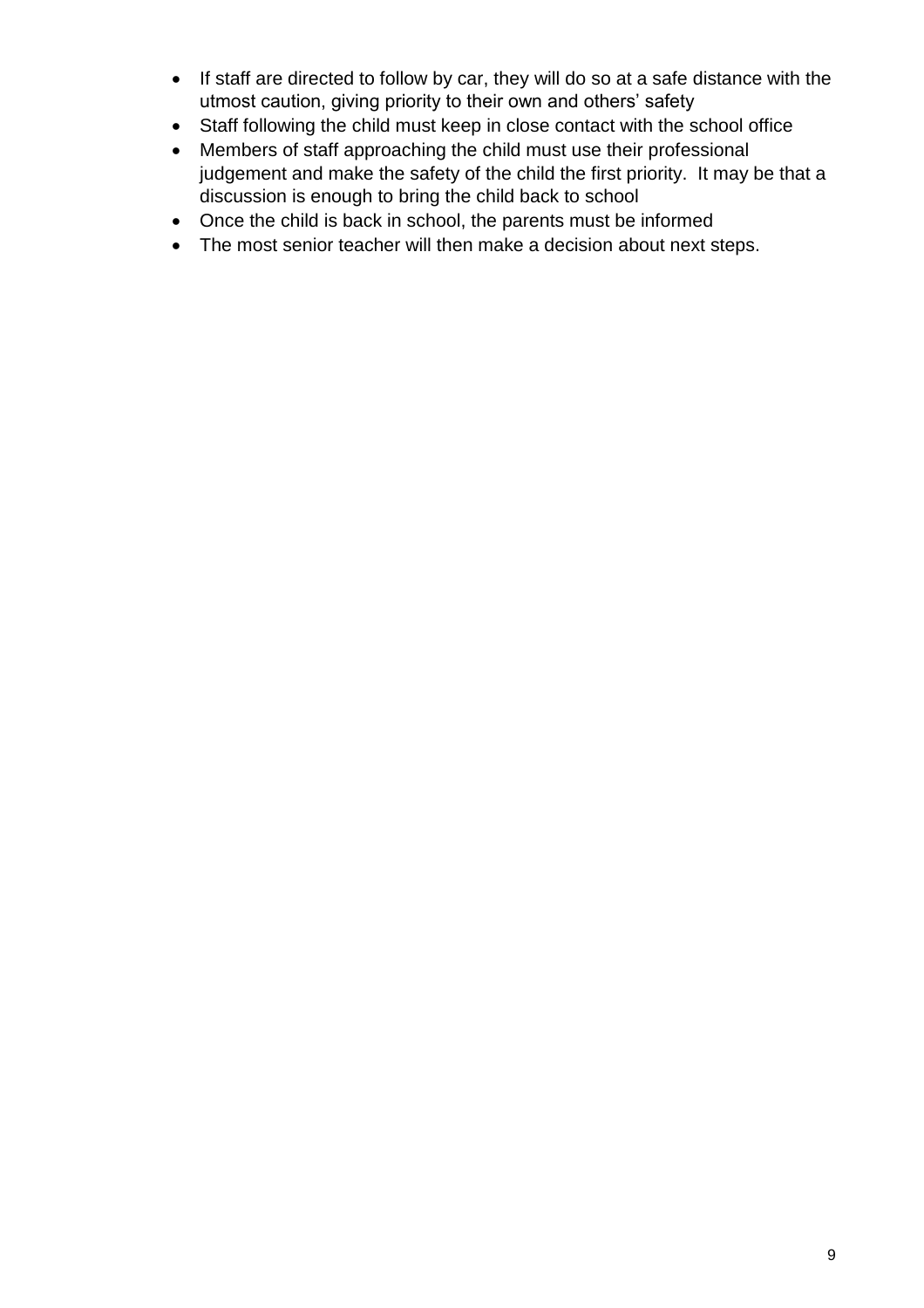- If staff are directed to follow by car, they will do so at a safe distance with the utmost caution, giving priority to their own and others' safety
- Staff following the child must keep in close contact with the school office
- Members of staff approaching the child must use their professional judgement and make the safety of the child the first priority. It may be that a discussion is enough to bring the child back to school
- Once the child is back in school, the parents must be informed
- The most senior teacher will then make a decision about next steps.